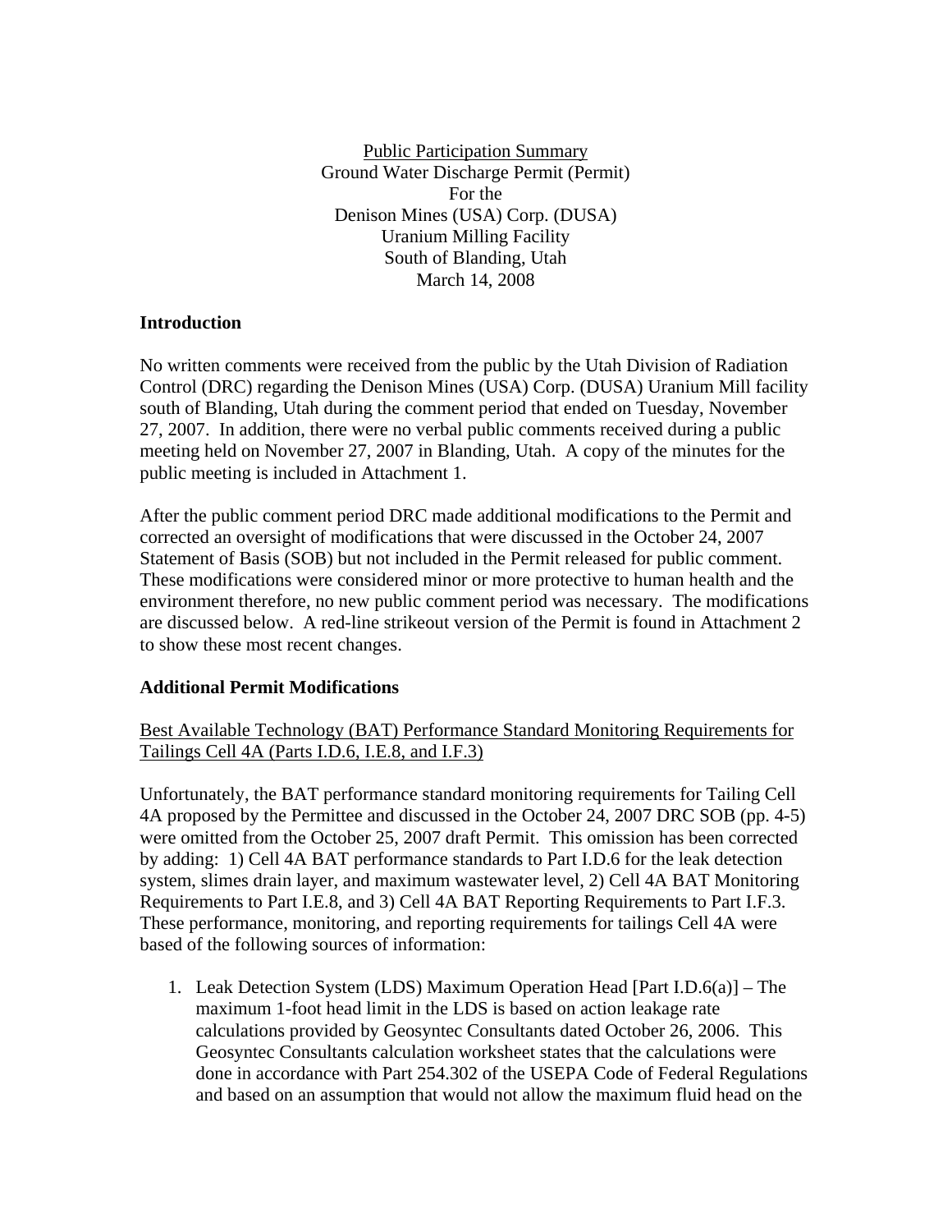Public Participation Summary
Ground Water Discharge Permit (Permit)
For the
Denison Mines (USA) Corp. (DUSA)
Uranium Milling Facility
South of Blanding, Utah
March 14, 2008

**Introduction**

No written comments were received from the public by the Utah Division of Radiation Control (DRC) regarding the Denison Mines (USA) Corp. (DUSA) Uranium Mill facility south of Blanding, Utah during the comment period that ended on Tuesday, November 27, 2007. In addition, there were no verbal public comments received during a public meeting held on November 27, 2007 in Blanding, Utah. A copy of the minutes for the public meeting is included in Attachment 1.

After the public comment period DRC made additional modifications to the Permit and corrected an oversight of modifications that were discussed in the October 24, 2007 Statement of Basis (SOB) but not included in the Permit released for public comment. These modifications were considered minor or more protective to human health and the environment therefore, no new public comment period was necessary. The modifications are discussed below. A red-line strikeout version of the Permit is found in Attachment 2 to show these most recent changes.

**Additional Permit Modifications**

Best Available Technology (BAT) Performance Standard Monitoring Requirements for Tailings Cell 4A (Parts I.D.6, I.E.8, and I.F.3)

Unfortunately, the BAT performance standard monitoring requirements for Tailing Cell 4A proposed by the Permittee and discussed in the October 24, 2007 DRC SOB (pp. 4-5) were omitted from the October 25, 2007 draft Permit. This omission has been corrected by adding: 1) Cell 4A BAT performance standards to Part I.D.6 for the leak detection system, slimes drain layer, and maximum wastewater level, 2) Cell 4A BAT Monitoring Requirements to Part I.E.8, and 3) Cell 4A BAT Reporting Requirements to Part I.F.3. These performance, monitoring, and reporting requirements for tailings Cell 4A were based of the following sources of information:

1. Leak Detection System (LDS) Maximum Operation Head [Part I.D.6(a)] – The maximum 1-foot head limit in the LDS is based on action leakage rate calculations provided by Geosyntec Consultants dated October 26, 2006. This Geosyntec Consultants calculation worksheet states that the calculations were done in accordance with Part 254.302 of the USEPA Code of Federal Regulations and based on an assumption that would not allow the maximum fluid head on the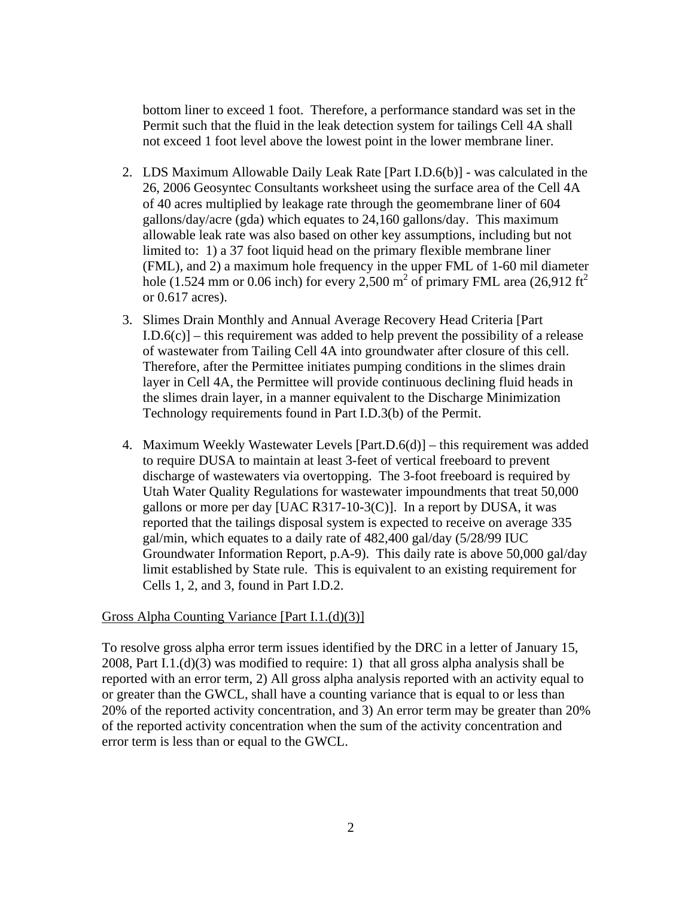bottom liner to exceed 1 foot. Therefore, a performance standard was set in the Permit such that the fluid in the leak detection system for tailings Cell 4A shall not exceed 1 foot level above the lowest point in the lower membrane liner.

2. LDS Maximum Allowable Daily Leak Rate [Part I.D.6(b)] - was calculated in the 26, 2006 Geosyntec Consultants worksheet using the surface area of the Cell 4A of 40 acres multiplied by leakage rate through the geomembrane liner of 604 gallons/day/acre (gda) which equates to 24,160 gallons/day. This maximum allowable leak rate was also based on other key assumptions, including but not limited to: 1) a 37 foot liquid head on the primary flexible membrane liner (FML), and 2) a maximum hole frequency in the upper FML of 1-60 mil diameter hole (1.524 mm or 0.06 inch) for every 2,500 $m^2$ of primary FML area (26,912 $ft^2$ or 0.617 acres).

3. Slimes Drain Monthly and Annual Average Recovery Head Criteria [Part I.D.6(c)] – this requirement was added to help prevent the possibility of a release of wastewater from Tailing Cell 4A into groundwater after closure of this cell. Therefore, after the Permittee initiates pumping conditions in the slimes drain layer in Cell 4A, the Permittee will provide continuous declining fluid heads in the slimes drain layer, in a manner equivalent to the Discharge Minimization Technology requirements found in Part I.D.3(b) of the Permit.

4. Maximum Weekly Wastewater Levels [Part.D.6(d)] – this requirement was added to require DUSA to maintain at least 3-feet of vertical freeboard to prevent discharge of wastewaters via overtopping. The 3-foot freeboard is required by Utah Water Quality Regulations for wastewater impoundments that treat 50,000 gallons or more per day [UAC R317-10-3(C)]. In a report by DUSA, it was reported that the tailings disposal system is expected to receive on average 335 gal/min, which equates to a daily rate of 482,400 gal/day (5/28/99 IUC Groundwater Information Report, p.A-9). This daily rate is above 50,000 gal/day limit established by State rule. This is equivalent to an existing requirement for Cells 1, 2, and 3, found in Part I.D.2.

<u>Gross Alpha Counting Variance [Part I.1.(d)(3)]</u>

To resolve gross alpha error term issues identified by the DRC in a letter of January 15, 2008, Part I.1.(d)(3) was modified to require: 1) that all gross alpha analysis shall be reported with an error term, 2) All gross alpha analysis reported with an activity equal to or greater than the GWCL, shall have a counting variance that is equal to or less than 20% of the reported activity concentration, and 3) An error term may be greater than 20% of the reported activity concentration when the sum of the activity concentration and error term is less than or equal to the GWCL.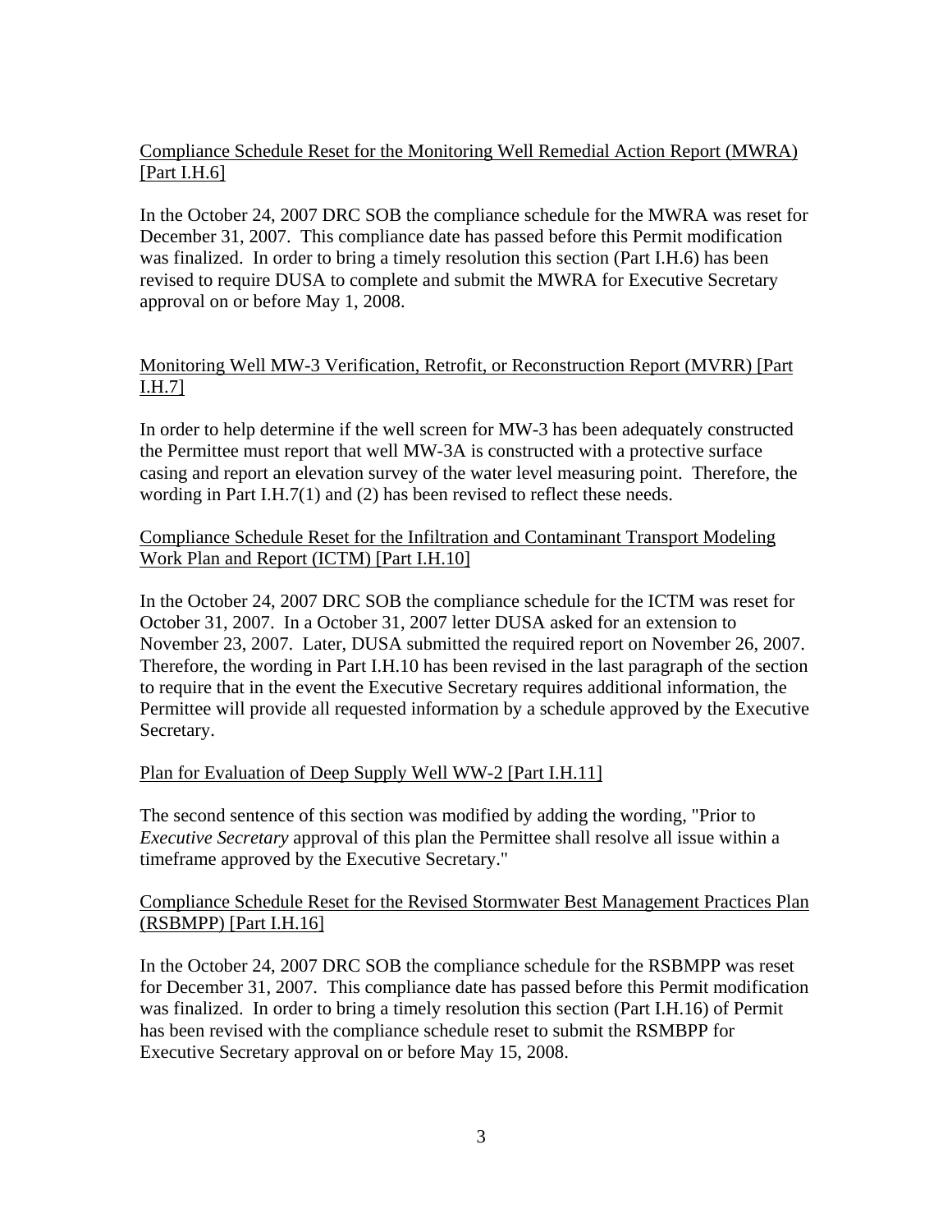<u>Compliance Schedule Reset for the Monitoring Well Remedial Action Report (MWRA) [Part I.H.6]</u>

In the October 24, 2007 DRC SOB the compliance schedule for the MWRA was reset for December 31, 2007. This compliance date has passed before this Permit modification was finalized. In order to bring a timely resolution this section (Part I.H.6) has been revised to require DUSA to complete and submit the MWRA for Executive Secretary approval on or before May 1, 2008.

<u>Monitoring Well MW-3 Verification, Retrofit, or Reconstruction Report (MVRR) [Part I.H.7]</u>

In order to help determine if the well screen for MW-3 has been adequately constructed the Permittee must report that well MW-3A is constructed with a protective surface casing and report an elevation survey of the water level measuring point. Therefore, the wording in Part I.H.7(1) and (2) has been revised to reflect these needs.

<u>Compliance Schedule Reset for the Infiltration and Contaminant Transport Modeling Work Plan and Report (ICTM) [Part I.H.10]</u>

In the October 24, 2007 DRC SOB the compliance schedule for the ICTM was reset for October 31, 2007. In a October 31, 2007 letter DUSA asked for an extension to November 23, 2007. Later, DUSA submitted the required report on November 26, 2007. Therefore, the wording in Part I.H.10 has been revised in the last paragraph of the section to require that in the event the Executive Secretary requires additional information, the Permittee will provide all requested information by a schedule approved by the Executive Secretary.

<u>Plan for Evaluation of Deep Supply Well WW-2 [Part I.H.11]</u>

The second sentence of this section was modified by adding the wording, "Prior to *Executive Secretary* approval of this plan the Permittee shall resolve all issue within a timeframe approved by the Executive Secretary."

<u>Compliance Schedule Reset for the Revised Stormwater Best Management Practices Plan (RSBMPP) [Part I.H.16]</u>

In the October 24, 2007 DRC SOB the compliance schedule for the RSBMPP was reset for December 31, 2007. This compliance date has passed before this Permit modification was finalized. In order to bring a timely resolution this section (Part I.H.16) of Permit has been revised with the compliance schedule reset to submit the RSMBPP for Executive Secretary approval on or before May 15, 2008.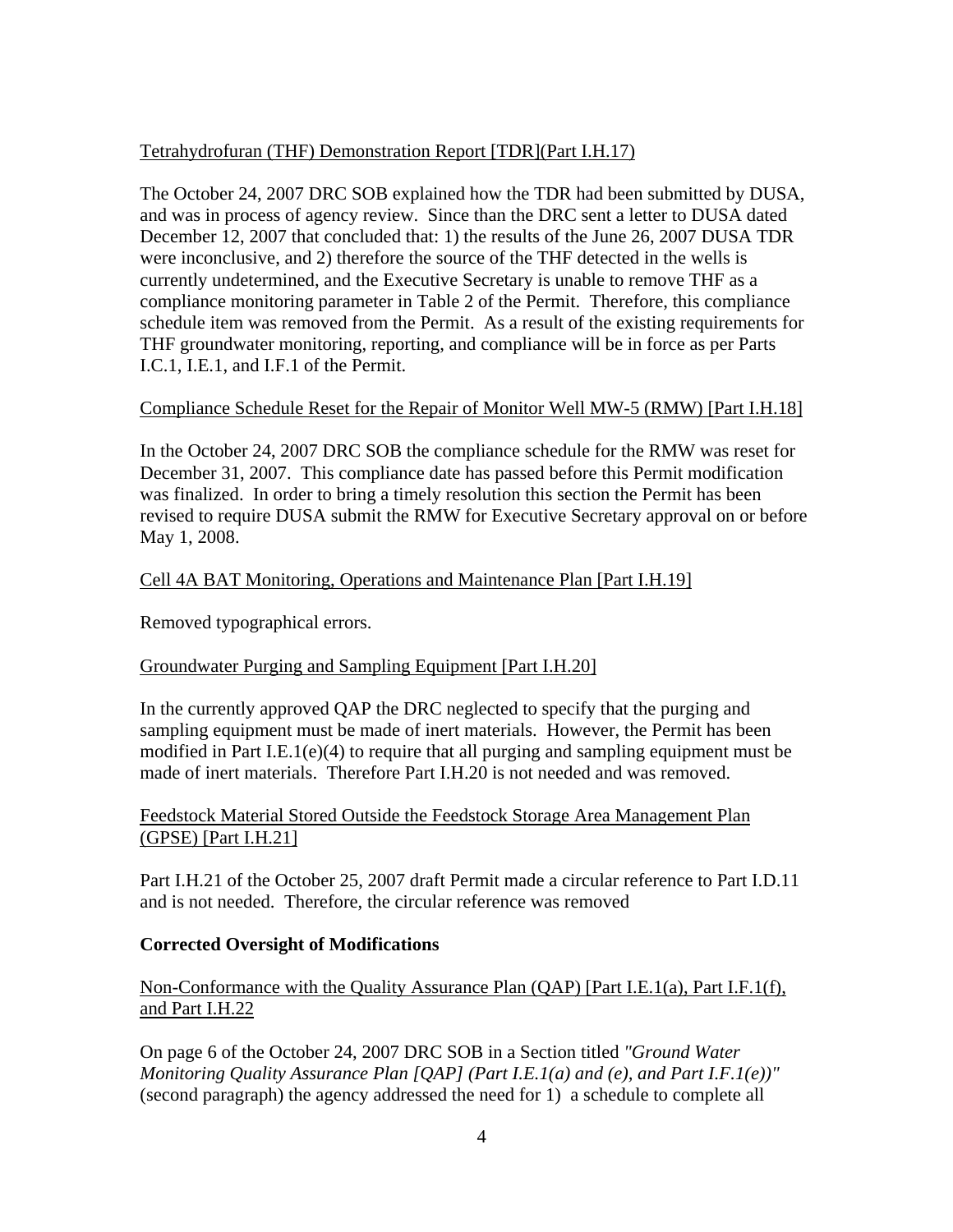Tetrahydrofuran (THF) Demonstration Report [TDR](Part I.H.17)

The October 24, 2007 DRC SOB explained how the TDR had been submitted by DUSA, and was in process of agency review. Since than the DRC sent a letter to DUSA dated December 12, 2007 that concluded that: 1) the results of the June 26, 2007 DUSA TDR were inconclusive, and 2) therefore the source of the THF detected in the wells is currently undetermined, and the Executive Secretary is unable to remove THF as a compliance monitoring parameter in Table 2 of the Permit. Therefore, this compliance schedule item was removed from the Permit. As a result of the existing requirements for THF groundwater monitoring, reporting, and compliance will be in force as per Parts I.C.1, I.E.1, and I.F.1 of the Permit.

Compliance Schedule Reset for the Repair of Monitor Well MW-5 (RMW) [Part I.H.18]

In the October 24, 2007 DRC SOB the compliance schedule for the RMW was reset for December 31, 2007. This compliance date has passed before this Permit modification was finalized. In order to bring a timely resolution this section the Permit has been revised to require DUSA submit the RMW for Executive Secretary approval on or before May 1, 2008.

Cell 4A BAT Monitoring, Operations and Maintenance Plan [Part I.H.19]

Removed typographical errors.

Groundwater Purging and Sampling Equipment [Part I.H.20]

In the currently approved QAP the DRC neglected to specify that the purging and sampling equipment must be made of inert materials. However, the Permit has been modified in Part I.E.1(e)(4) to require that all purging and sampling equipment must be made of inert materials. Therefore Part I.H.20 is not needed and was removed.

Feedstock Material Stored Outside the Feedstock Storage Area Management Plan (GPSE) [Part I.H.21]

Part I.H.21 of the October 25, 2007 draft Permit made a circular reference to Part I.D.11 and is not needed. Therefore, the circular reference was removed

**Corrected Oversight of Modifications**

Non-Conformance with the Quality Assurance Plan (QAP) [Part I.E.1(a), Part I.F.1(f), and Part I.H.22

On page 6 of the October 24, 2007 DRC SOB in a Section titled *"Ground Water Monitoring Quality Assurance Plan [QAP] (Part I.E.1(a) and (e), and Part I.F.1(e))"* (second paragraph) the agency addressed the need for 1) a schedule to complete all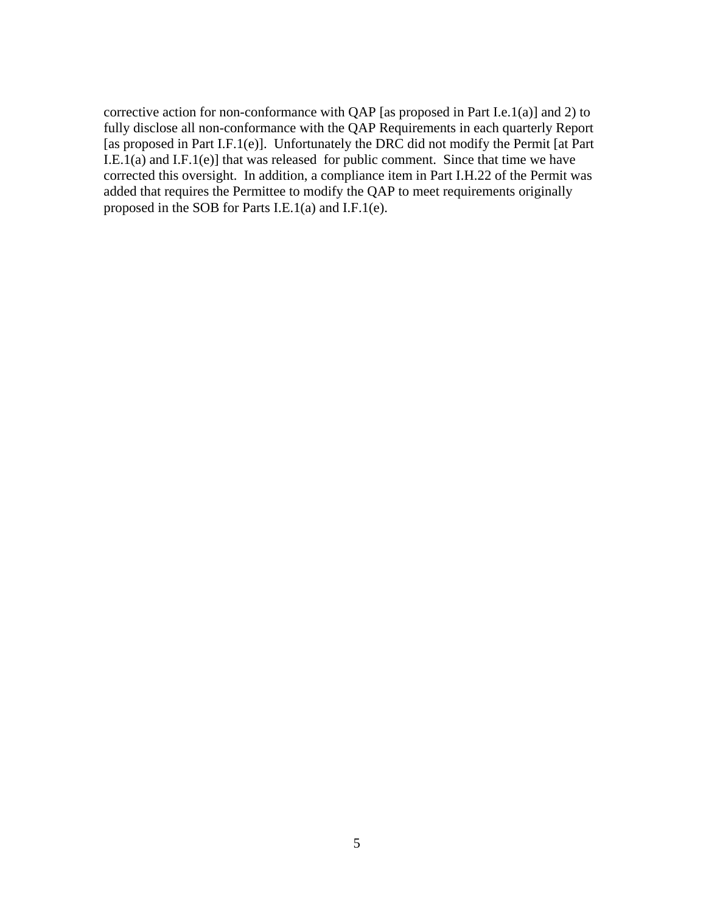corrective action for non-conformance with QAP [as proposed in Part I.e.1(a)] and 2) to fully disclose all non-conformance with the QAP Requirements in each quarterly Report [as proposed in Part I.F.1(e)]. Unfortunately the DRC did not modify the Permit [at Part I.E.1(a) and I.F.1(e)] that was released for public comment. Since that time we have corrected this oversight. In addition, a compliance item in Part I.H.22 of the Permit was added that requires the Permittee to modify the QAP to meet requirements originally proposed in the SOB for Parts I.E.1(a) and I.F.1(e).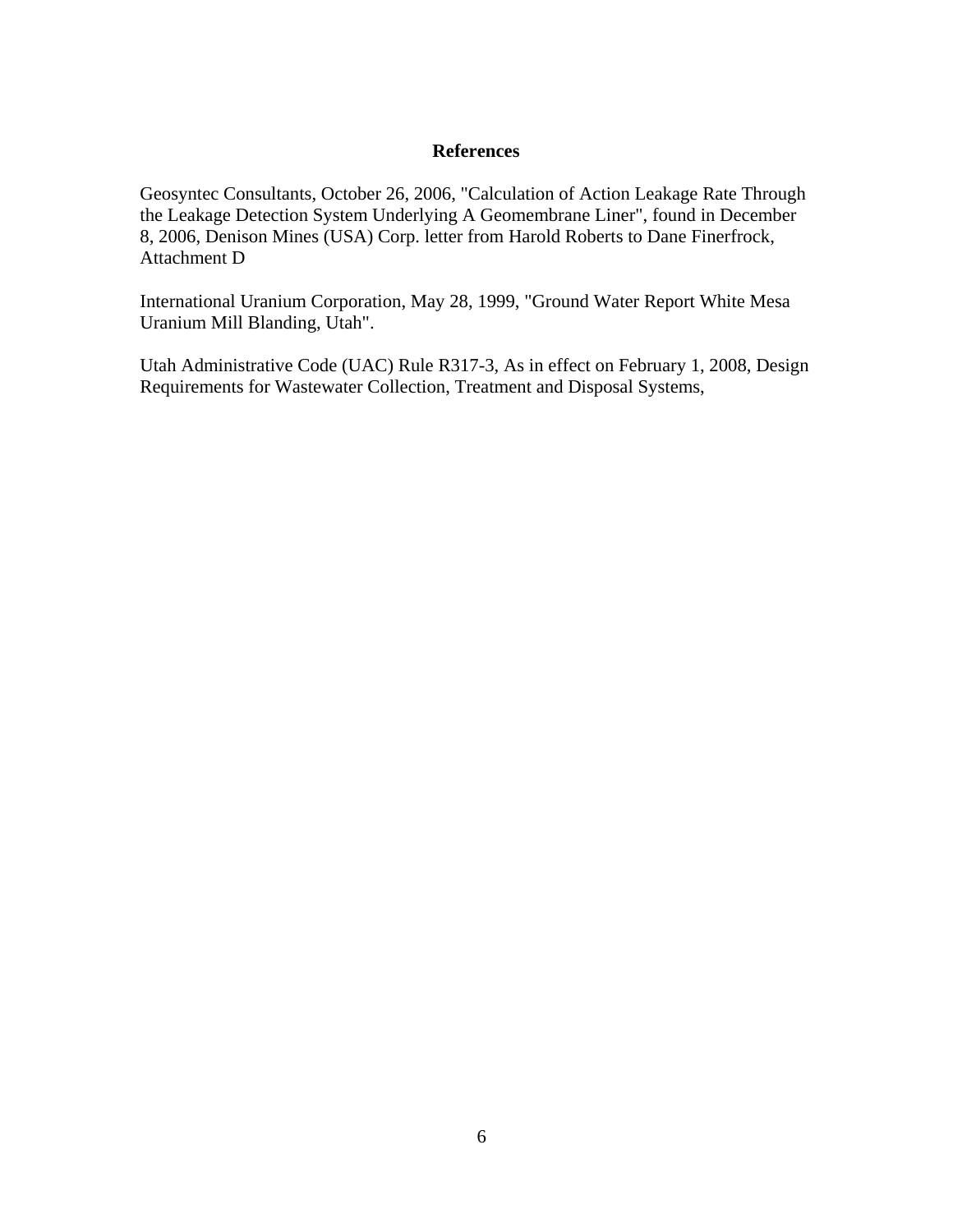## References

Geosyntec Consultants, October 26, 2006, "Calculation of Action Leakage Rate Through the Leakage Detection System Underlying A Geomembrane Liner", found in December 8, 2006, Denison Mines (USA) Corp. letter from Harold Roberts to Dane Finerfrock, Attachment D

International Uranium Corporation, May 28, 1999, "Ground Water Report White Mesa Uranium Mill Blanding, Utah".

Utah Administrative Code (UAC) Rule R317-3, As in effect on February 1, 2008, Design Requirements for Wastewater Collection, Treatment and Disposal Systems,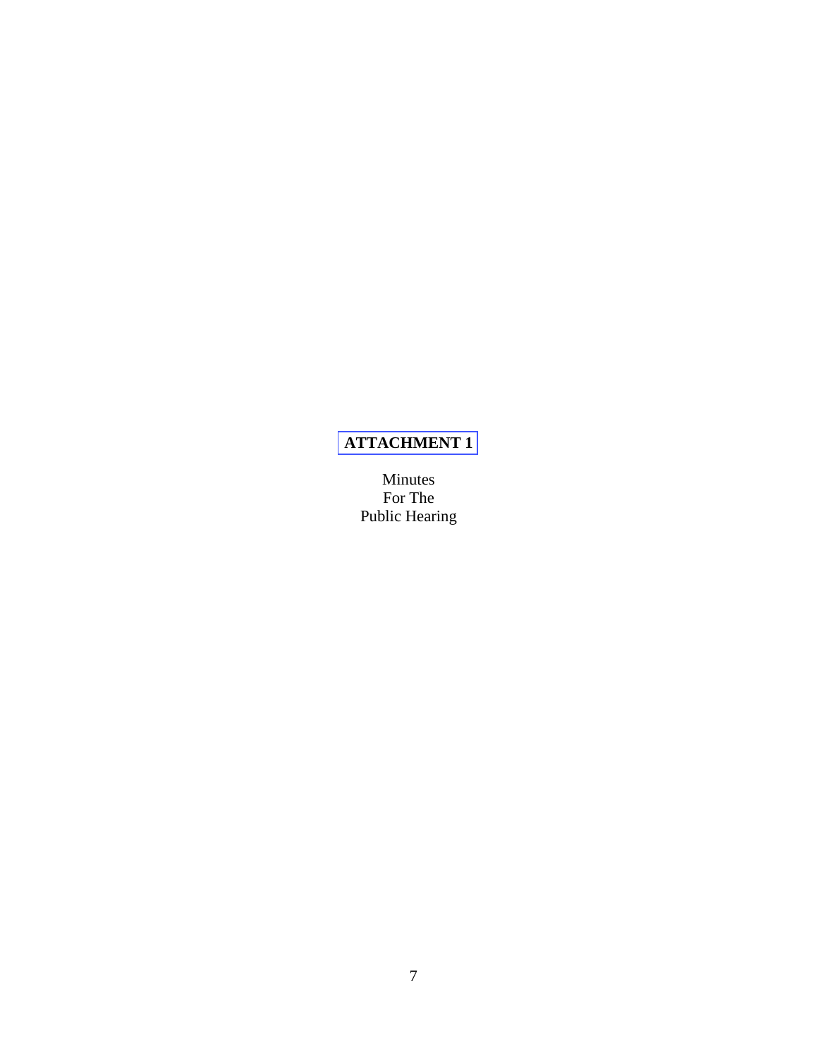**ATTACHMENT 1**

Minutes
For The
Public Hearing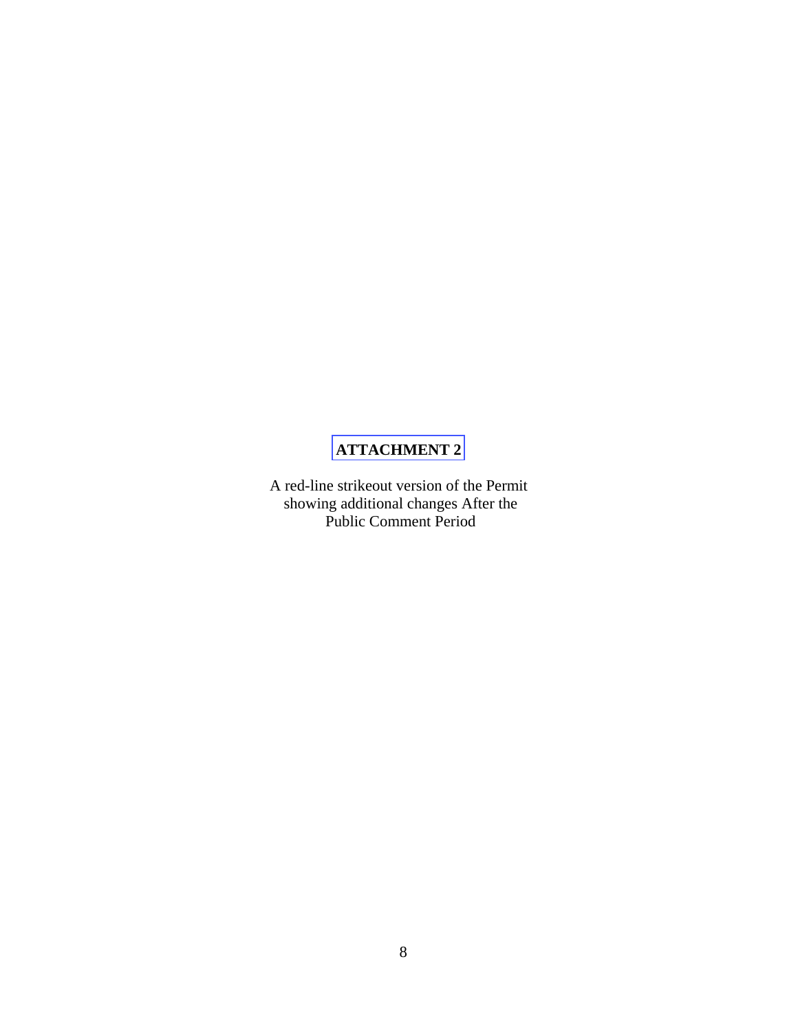**ATTACHMENT 2**

A red-line strikeout version of the Permit
showing additional changes After the
Public Comment Period